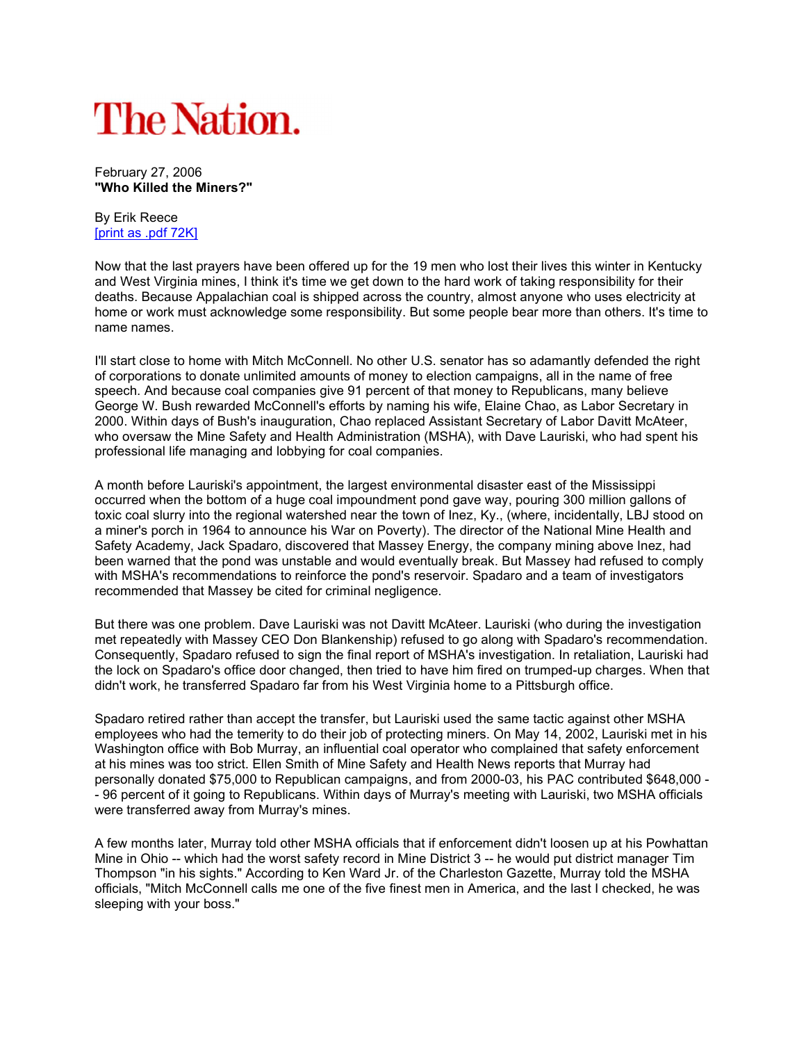# The Nation.

February 27, 2006
**"Who Killed the Miners?"**

By Erik Reece
[print as .pdf 72K]

Now that the last prayers have been offered up for the 19 men who lost their lives this winter in Kentucky and West Virginia mines, I think it's time we get down to the hard work of taking responsibility for their deaths. Because Appalachian coal is shipped across the country, almost anyone who uses electricity at home or work must acknowledge some responsibility. But some people bear more than others. It's time to name names.

I'll start close to home with Mitch McConnell. No other U.S. senator has so adamantly defended the right of corporations to donate unlimited amounts of money to election campaigns, all in the name of free speech. And because coal companies give 91 percent of that money to Republicans, many believe George W. Bush rewarded McConnell's efforts by naming his wife, Elaine Chao, as Labor Secretary in 2000. Within days of Bush's inauguration, Chao replaced Assistant Secretary of Labor Davitt McAteer, who oversaw the Mine Safety and Health Administration (MSHA), with Dave Lauriski, who had spent his professional life managing and lobbying for coal companies.

A month before Lauriski's appointment, the largest environmental disaster east of the Mississippi occurred when the bottom of a huge coal impoundment pond gave way, pouring 300 million gallons of toxic coal slurry into the regional watershed near the town of Inez, Ky., (where, incidentally, LBJ stood on a miner's porch in 1964 to announce his War on Poverty). The director of the National Mine Health and Safety Academy, Jack Spadaro, discovered that Massey Energy, the company mining above Inez, had been warned that the pond was unstable and would eventually break. But Massey had refused to comply with MSHA's recommendations to reinforce the pond's reservoir. Spadaro and a team of investigators recommended that Massey be cited for criminal negligence.

But there was one problem. Dave Lauriski was not Davitt McAteer. Lauriski (who during the investigation met repeatedly with Massey CEO Don Blankenship) refused to go along with Spadaro's recommendation. Consequently, Spadaro refused to sign the final report of MSHA's investigation. In retaliation, Lauriski had the lock on Spadaro's office door changed, then tried to have him fired on trumped-up charges. When that didn't work, he transferred Spadaro far from his West Virginia home to a Pittsburgh office.

Spadaro retired rather than accept the transfer, but Lauriski used the same tactic against other MSHA employees who had the temerity to do their job of protecting miners. On May 14, 2002, Lauriski met in his Washington office with Bob Murray, an influential coal operator who complained that safety enforcement at his mines was too strict. Ellen Smith of Mine Safety and Health News reports that Murray had personally donated $75,000 to Republican campaigns, and from 2000-03, his PAC contributed $648,000 -- 96 percent of it going to Republicans. Within days of Murray's meeting with Lauriski, two MSHA officials were transferred away from Murray's mines.

A few months later, Murray told other MSHA officials that if enforcement didn't loosen up at his Powhattan Mine in Ohio -- which had the worst safety record in Mine District 3 -- he would put district manager Tim Thompson "in his sights." According to Ken Ward Jr. of the Charleston Gazette, Murray told the MSHA officials, "Mitch McConnell calls me one of the five finest men in America, and the last I checked, he was sleeping with your boss."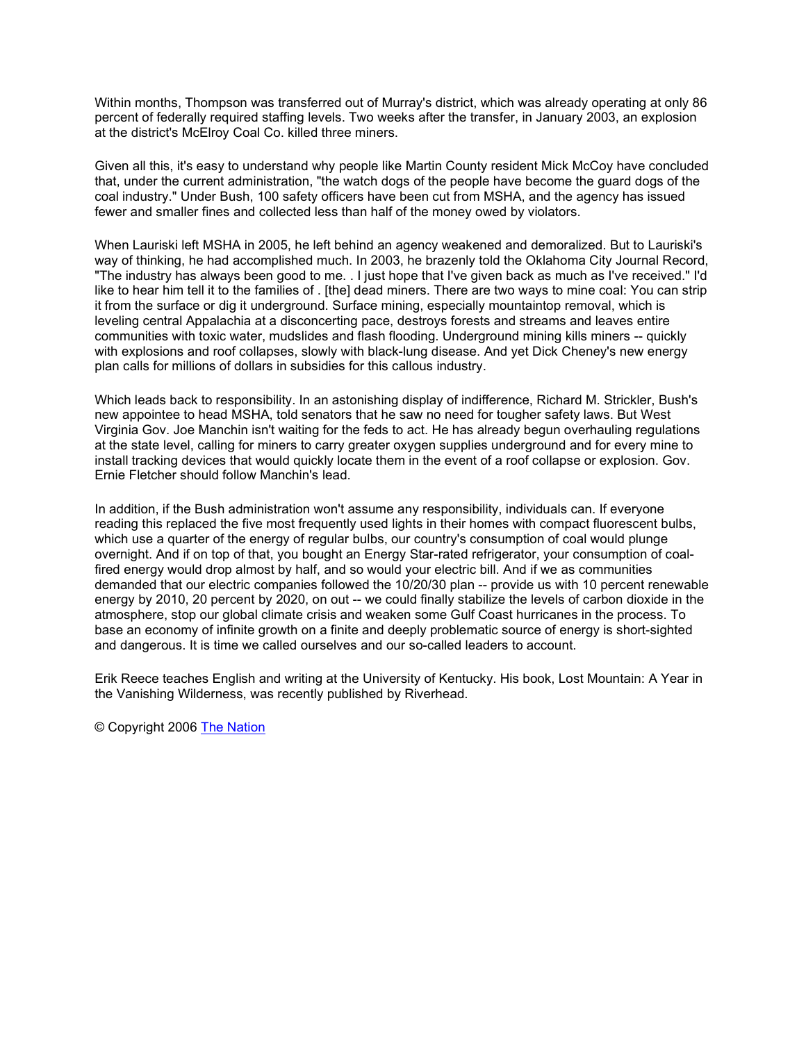Within months, Thompson was transferred out of Murray's district, which was already operating at only 86 percent of federally required staffing levels. Two weeks after the transfer, in January 2003, an explosion at the district's McElroy Coal Co. killed three miners.

Given all this, it's easy to understand why people like Martin County resident Mick McCoy have concluded that, under the current administration, "the watch dogs of the people have become the guard dogs of the coal industry." Under Bush, 100 safety officers have been cut from MSHA, and the agency has issued fewer and smaller fines and collected less than half of the money owed by violators.

When Lauriski left MSHA in 2005, he left behind an agency weakened and demoralized. But to Lauriski's way of thinking, he had accomplished much. In 2003, he brazenly told the Oklahoma City Journal Record, "The industry has always been good to me. . I just hope that I've given back as much as I've received." I'd like to hear him tell it to the families of . [the] dead miners. There are two ways to mine coal: You can strip it from the surface or dig it underground. Surface mining, especially mountaintop removal, which is leveling central Appalachia at a disconcerting pace, destroys forests and streams and leaves entire communities with toxic water, mudslides and flash flooding. Underground mining kills miners -- quickly with explosions and roof collapses, slowly with black-lung disease. And yet Dick Cheney's new energy plan calls for millions of dollars in subsidies for this callous industry.

Which leads back to responsibility. In an astonishing display of indifference, Richard M. Strickler, Bush's new appointee to head MSHA, told senators that he saw no need for tougher safety laws. But West Virginia Gov. Joe Manchin isn't waiting for the feds to act. He has already begun overhauling regulations at the state level, calling for miners to carry greater oxygen supplies underground and for every mine to install tracking devices that would quickly locate them in the event of a roof collapse or explosion. Gov. Ernie Fletcher should follow Manchin's lead.

In addition, if the Bush administration won't assume any responsibility, individuals can. If everyone reading this replaced the five most frequently used lights in their homes with compact fluorescent bulbs, which use a quarter of the energy of regular bulbs, our country's consumption of coal would plunge overnight. And if on top of that, you bought an Energy Star-rated refrigerator, your consumption of coal-fired energy would drop almost by half, and so would your electric bill. And if we as communities demanded that our electric companies followed the 10/20/30 plan -- provide us with 10 percent renewable energy by 2010, 20 percent by 2020, on out -- we could finally stabilize the levels of carbon dioxide in the atmosphere, stop our global climate crisis and weaken some Gulf Coast hurricanes in the process. To base an economy of infinite growth on a finite and deeply problematic source of energy is short-sighted and dangerous. It is time we called ourselves and our so-called leaders to account.

Erik Reece teaches English and writing at the University of Kentucky. His book, Lost Mountain: A Year in the Vanishing Wilderness, was recently published by Riverhead.

© Copyright 2006 The Nation